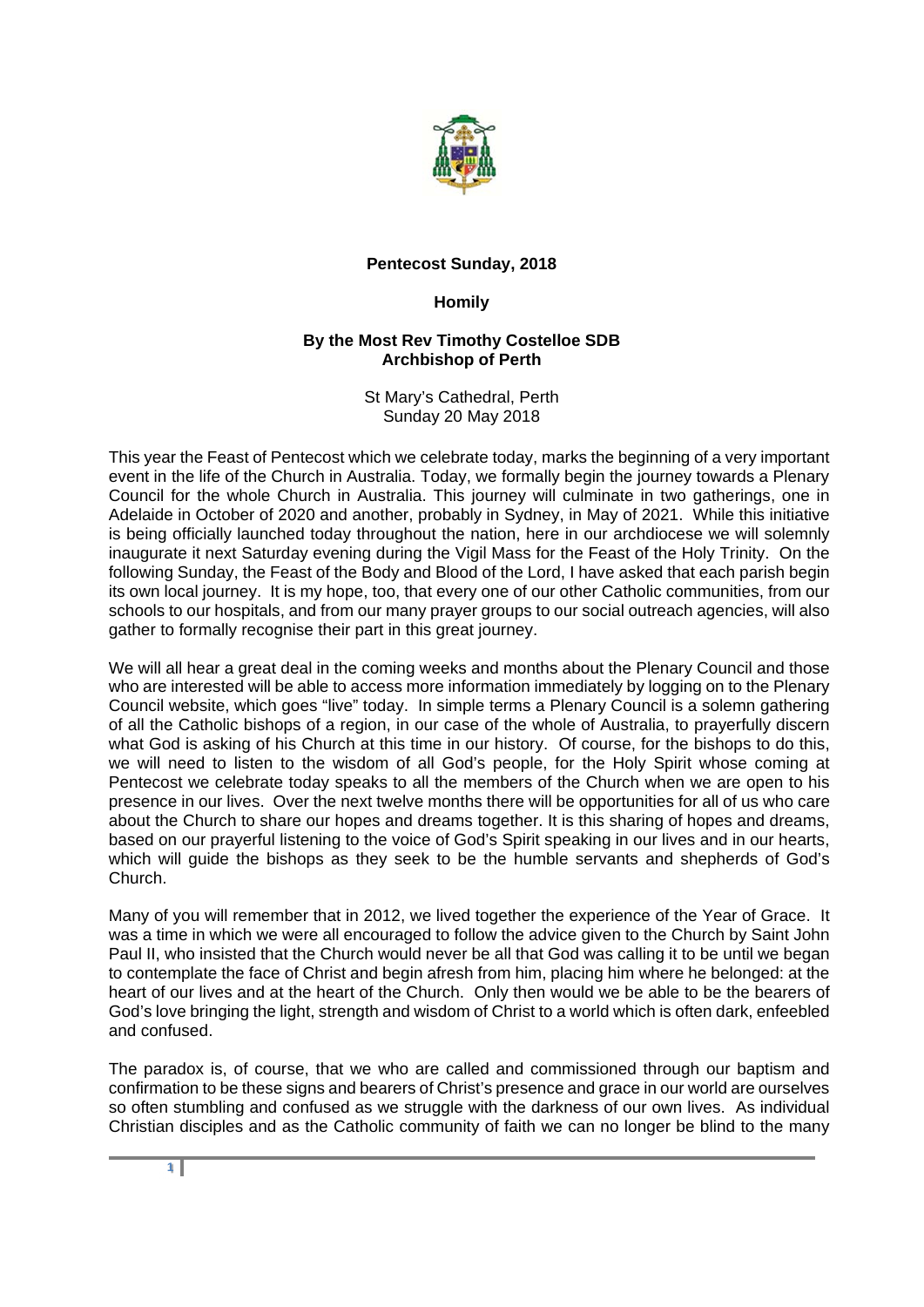**Pentecost Sunday, 2018**

**Homily**

**By the Most Rev Timothy Costelloe SDB**
**Archbishop of Perth**

St Mary's Cathedral, Perth
Sunday 20 May 2018

This year the Feast of Pentecost which we celebrate today, marks the beginning of a very important event in the life of the Church in Australia. Today, we formally begin the journey towards a Plenary Council for the whole Church in Australia. This journey will culminate in two gatherings, one in Adelaide in October of 2020 and another, probably in Sydney, in May of 2021. While this initiative is being officially launched today throughout the nation, here in our archdiocese we will solemnly inaugurate it next Saturday evening during the Vigil Mass for the Feast of the Holy Trinity. On the following Sunday, the Feast of the Body and Blood of the Lord, I have asked that each parish begin its own local journey. It is my hope, too, that every one of our other Catholic communities, from our schools to our hospitals, and from our many prayer groups to our social outreach agencies, will also gather to formally recognise their part in this great journey.

We will all hear a great deal in the coming weeks and months about the Plenary Council and those who are interested will be able to access more information immediately by logging on to the Plenary Council website, which goes "live" today. In simple terms a Plenary Council is a solemn gathering of all the Catholic bishops of a region, in our case of the whole of Australia, to prayerfully discern what God is asking of his Church at this time in our history. Of course, for the bishops to do this, we will need to listen to the wisdom of all God's people, for the Holy Spirit whose coming at Pentecost we celebrate today speaks to all the members of the Church when we are open to his presence in our lives. Over the next twelve months there will be opportunities for all of us who care about the Church to share our hopes and dreams together. It is this sharing of hopes and dreams, based on our prayerful listening to the voice of God's Spirit speaking in our lives and in our hearts, which will guide the bishops as they seek to be the humble servants and shepherds of God's Church.

Many of you will remember that in 2012, we lived together the experience of the Year of Grace. It was a time in which we were all encouraged to follow the advice given to the Church by Saint John Paul II, who insisted that the Church would never be all that God was calling it to be until we began to contemplate the face of Christ and begin afresh from him, placing him where he belonged: at the heart of our lives and at the heart of the Church. Only then would we be able to be the bearers of God's love bringing the light, strength and wisdom of Christ to a world which is often dark, enfeebled and confused.

The paradox is, of course, that we who are called and commissioned through our baptism and confirmation to be these signs and bearers of Christ's presence and grace in our world are ourselves so often stumbling and confused as we struggle with the darkness of our own lives. As individual Christian disciples and as the Catholic community of faith we can no longer be blind to the many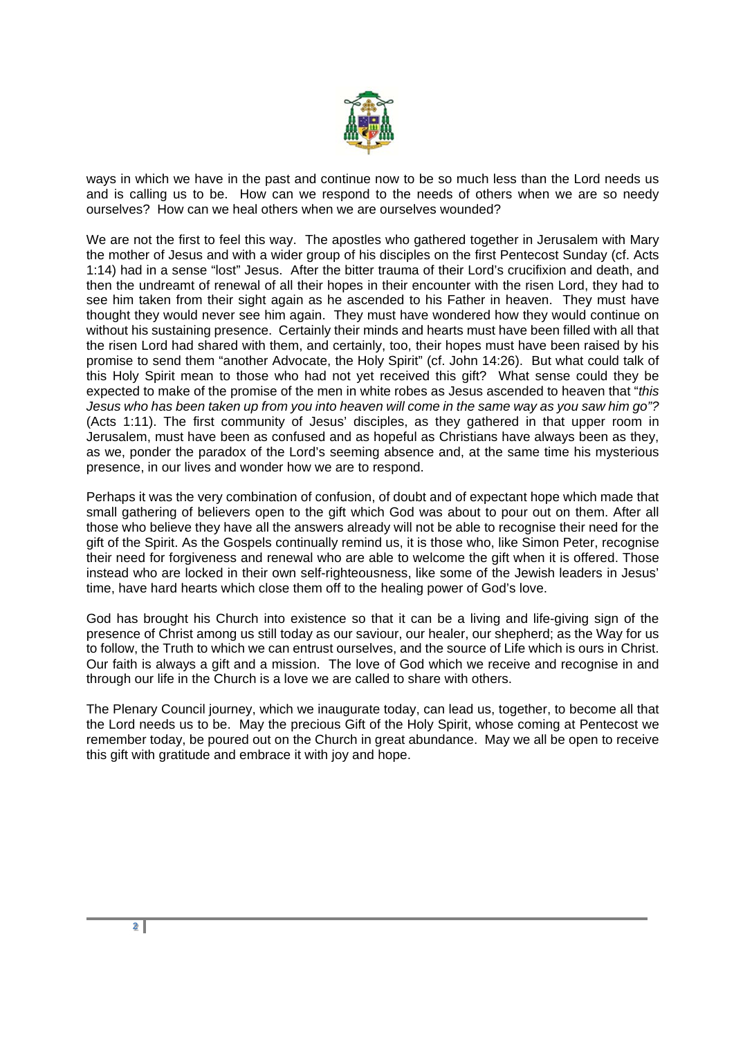ways in which we have in the past and continue now to be so much less than the Lord needs us and is calling us to be. How can we respond to the needs of others when we are so needy ourselves? How can we heal others when we are ourselves wounded?

We are not the first to feel this way. The apostles who gathered together in Jerusalem with Mary the mother of Jesus and with a wider group of his disciples on the first Pentecost Sunday (cf. Acts 1:14) had in a sense "lost" Jesus. After the bitter trauma of their Lord's crucifixion and death, and then the undreamt of renewal of all their hopes in their encounter with the risen Lord, they had to see him taken from their sight again as he ascended to his Father in heaven. They must have thought they would never see him again. They must have wondered how they would continue on without his sustaining presence. Certainly their minds and hearts must have been filled with all that the risen Lord had shared with them, and certainly, too, their hopes must have been raised by his promise to send them "another Advocate, the Holy Spirit" (cf. John 14:26). But what could talk of this Holy Spirit mean to those who had not yet received this gift? What sense could they be expected to make of the promise of the men in white robes as Jesus ascended to heaven that "*this Jesus who has been taken up from you into heaven will come in the same way as you saw him go*"? (Acts 1:11). The first community of Jesus' disciples, as they gathered in that upper room in Jerusalem, must have been as confused and as hopeful as Christians have always been as they, as we, ponder the paradox of the Lord's seeming absence and, at the same time his mysterious presence, in our lives and wonder how we are to respond.

Perhaps it was the very combination of confusion, of doubt and of expectant hope which made that small gathering of believers open to the gift which God was about to pour out on them. After all those who believe they have all the answers already will not be able to recognise their need for the gift of the Spirit. As the Gospels continually remind us, it is those who, like Simon Peter, recognise their need for forgiveness and renewal who are able to welcome the gift when it is offered. Those instead who are locked in their own self-righteousness, like some of the Jewish leaders in Jesus' time, have hard hearts which close them off to the healing power of God's love.

God has brought his Church into existence so that it can be a living and life-giving sign of the presence of Christ among us still today as our saviour, our healer, our shepherd; as the Way for us to follow, the Truth to which we can entrust ourselves, and the source of Life which is ours in Christ. Our faith is always a gift and a mission. The love of God which we receive and recognise in and through our life in the Church is a love we are called to share with others.

The Plenary Council journey, which we inaugurate today, can lead us, together, to become all that the Lord needs us to be. May the precious Gift of the Holy Spirit, whose coming at Pentecost we remember today, be poured out on the Church in great abundance. May we all be open to receive this gift with gratitude and embrace it with joy and hope.